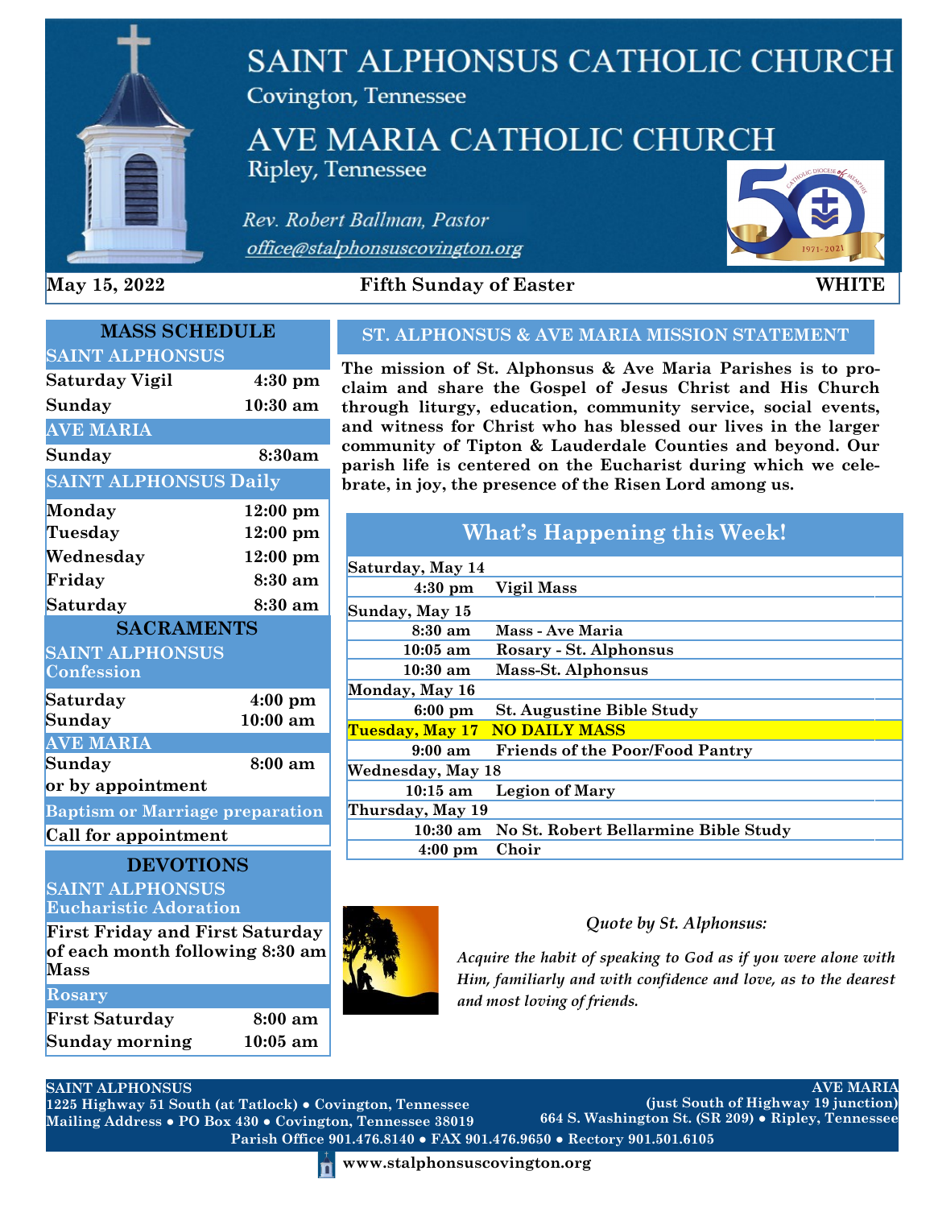# SAINT ALPHONSUS CATHOLIC CHURCH
Covington, Tennessee

# AVE MARIA CATHOLIC CHURCH
Ripley, Tennessee

*Rev. Robert Ballman, Pastor*
*office@stalphonsuscovington.org*

**May 15, 2022** **Fifth Sunday of Easter** **WHITE**

## MASS SCHEDULE

**SAINT ALPHONSUS**

| | |
|---|---|
| Saturday Vigil | 4:30 pm |
| Sunday | 10:30 am |

**AVE MARIA**

| | |
|---|---|
| Sunday | 8:30am |

**SAINT ALPHONSUS Daily**

| | |
|---|---|
| Monday | 12:00 pm |
| Tuesday | 12:00 pm |
| Wednesday | 12:00 pm |
| Friday | 8:30 am |
| Saturday | 8:30 am |

## SACRAMENTS

**SAINT ALPHONSUS Confession**

| | |
|---|---|
| Saturday | 4:00 pm |
| Sunday | 10:00 am |

**AVE MARIA**

| | |
|---|---|
| Sunday | 8:00 am |

or by appointment

**Baptism or Marriage preparation**

Call for appointment

## DEVOTIONS

**SAINT ALPHONSUS Eucharistic Adoration**

First Friday and First Saturday of each month following 8:30 am Mass

**Rosary**

| | |
|---|---|
| First Saturday | 8:00 am |
| Sunday morning | 10:05 am |

## ST. ALPHONSUS & AVE MARIA MISSION STATEMENT

**The mission of St. Alphonsus & Ave Maria Parishes is to proclaim and share the Gospel of Jesus Christ and His Church through liturgy, education, community service, social events, and witness for Christ who has blessed our lives in the larger community of Tipton & Lauderdale Counties and beyond. Our parish life is centered on the Eucharist during which we celebrate, in joy, the presence of the Risen Lord among us.**

## What's Happening this Week!

| | |
|---|---|
| **Saturday, May 14** | |
| 4:30 pm | Vigil Mass |
| **Sunday, May 15** | |
| 8:30 am | Mass - Ave Maria |
| 10:05 am | Rosary - St. Alphonsus |
| 10:30 am | Mass-St. Alphonsus |
| **Monday, May 16** | |
| 6:00 pm | St. Augustine Bible Study |
| **Tuesday, May 17** | **NO DAILY MASS** |
| 9:00 am | Friends of the Poor/Food Pantry |
| **Wednesday, May 18** | |
| 10:15 am | Legion of Mary |
| **Thursday, May 19** | |
| 10:30 am | No St. Robert Bellarmine Bible Study |
| 4:00 pm | Choir |

*Quote by St. Alphonsus:*

*Acquire the habit of speaking to God as if you were alone with Him, familiarly and with confidence and love, as to the dearest and most loving of friends.*

**SAINT ALPHONSUS**
1225 Highway 51 South (at Tatlock) ● Covington, Tennessee
Mailing Address ● PO Box 430 ● Covington, Tennessee 38019

**AVE MARIA**
(just South of Highway 19 junction)
664 S. Washington St. (SR 209) ● Ripley, Tennessee

Parish Office 901.476.8140 ● FAX 901.476.9650 ● Rectory 901.501.6105

www.stalphonsuscovington.org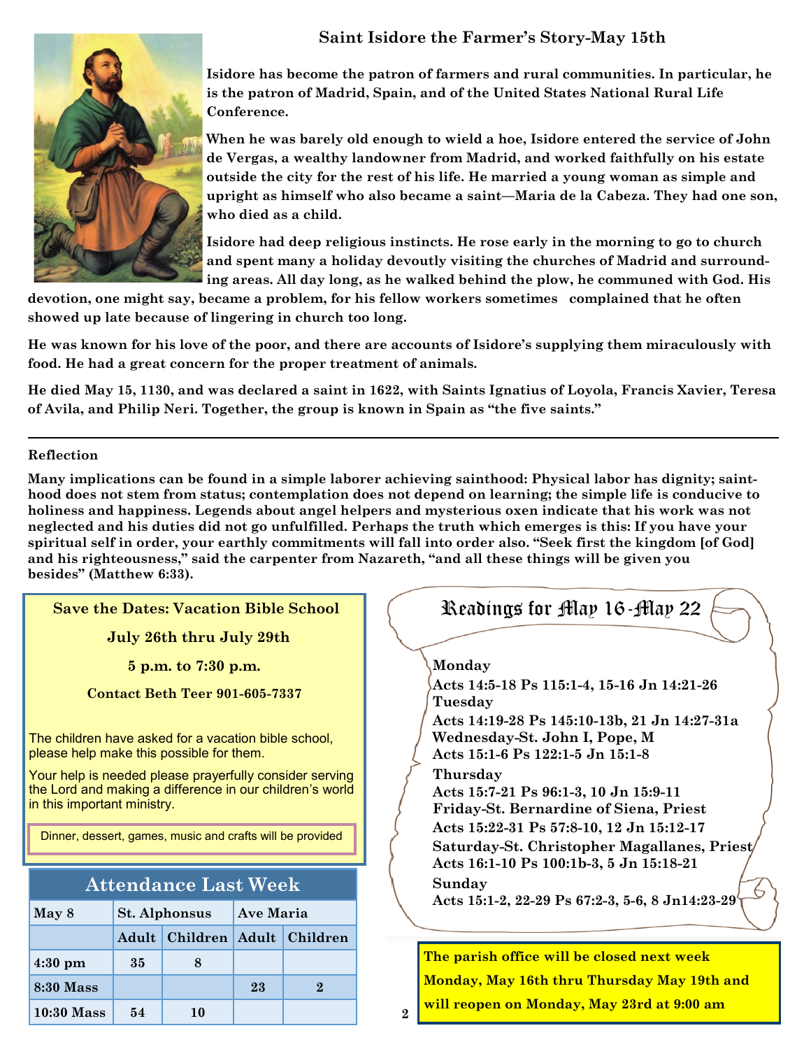## Saint Isidore the Farmer's Story-May 15th

**Isidore has become the patron of farmers and rural communities. In particular, he is the patron of Madrid, Spain, and of the United States National Rural Life Conference.**

**When he was barely old enough to wield a hoe, Isidore entered the service of John de Vergas, a wealthy landowner from Madrid, and worked faithfully on his estate outside the city for the rest of his life. He married a young woman as simple and upright as himself who also became a saint—Maria de la Cabeza. They had one son, who died as a child.**

**Isidore had deep religious instincts. He rose early in the morning to go to church and spent many a holiday devoutly visiting the churches of Madrid and surrounding areas. All day long, as he walked behind the plow, he communed with God. His devotion, one might say, became a problem, for his fellow workers sometimes complained that he often showed up late because of lingering in church too long.**

**He was known for his love of the poor, and there are accounts of Isidore's supplying them miraculously with food. He had a great concern for the proper treatment of animals.**

**He died May 15, 1130, and was declared a saint in 1622, with Saints Ignatius of Loyola, Francis Xavier, Teresa of Avila, and Philip Neri. Together, the group is known in Spain as "the five saints."**

---

**Reflection**

**Many implications can be found in a simple laborer achieving sainthood: Physical labor has dignity; sainthood does not stem from status; contemplation does not depend on learning; the simple life is conducive to holiness and happiness. Legends about angel helpers and mysterious oxen indicate that his work was not neglected and his duties did not go unfulfilled. Perhaps the truth which emerges is this: If you have your spiritual self in order, your earthly commitments will fall into order also. "Seek first the kingdom [of God] and his righteousness," said the carpenter from Nazareth, "and all these things will be given you besides" (Matthew 6:33).**

**Save the Dates: Vacation Bible School**

**July 26th thru July 29th**

**5 p.m. to 7:30 p.m.**

**Contact Beth Teer 901-605-7337**

The children have asked for a vacation bible school, please help make this possible for them.

Your help is needed please prayerfully consider serving the Lord and making a difference in our children's world in this important ministry.

Dinner, dessert, games, music and crafts will be provided

### Attendance Last Week

| May 8 | St. Alphonsus | | Ave Maria | |
|---|---|---|---|---|
| | Adult | Children | Adult | Children |
| 4:30 pm | 35 | 8 | | |
| 8:30 Mass | | | 23 | 2 |
| 10:30 Mass | 54 | 10 | | |

## Readings for May 16-May 22

**Monday**
**Acts 14:5-18 Ps 115:1-4, 15-16 Jn 14:21-26**

**Tuesday**
**Acts 14:19-28 Ps 145:10-13b, 21 Jn 14:27-31a**

**Wednesday-St. John I, Pope, M**
**Acts 15:1-6 Ps 122:1-5 Jn 15:1-8**

**Thursday**
**Acts 15:7-21 Ps 96:1-3, 10 Jn 15:9-11**

**Friday-St. Bernardine of Siena, Priest**
**Acts 15:22-31 Ps 57:8-10, 12 Jn 15:12-17**

**Saturday-St. Christopher Magallanes, Priest**
**Acts 16:1-10 Ps 100:1b-3, 5 Jn 15:18-21**

**Sunday**
**Acts 15:1-2, 22-29 Ps 67:2-3, 5-6, 8 Jn14:23-29**

**The parish office will be closed next week Monday, May 16th thru Thursday May 19th and will reopen on Monday, May 23rd at 9:00 am**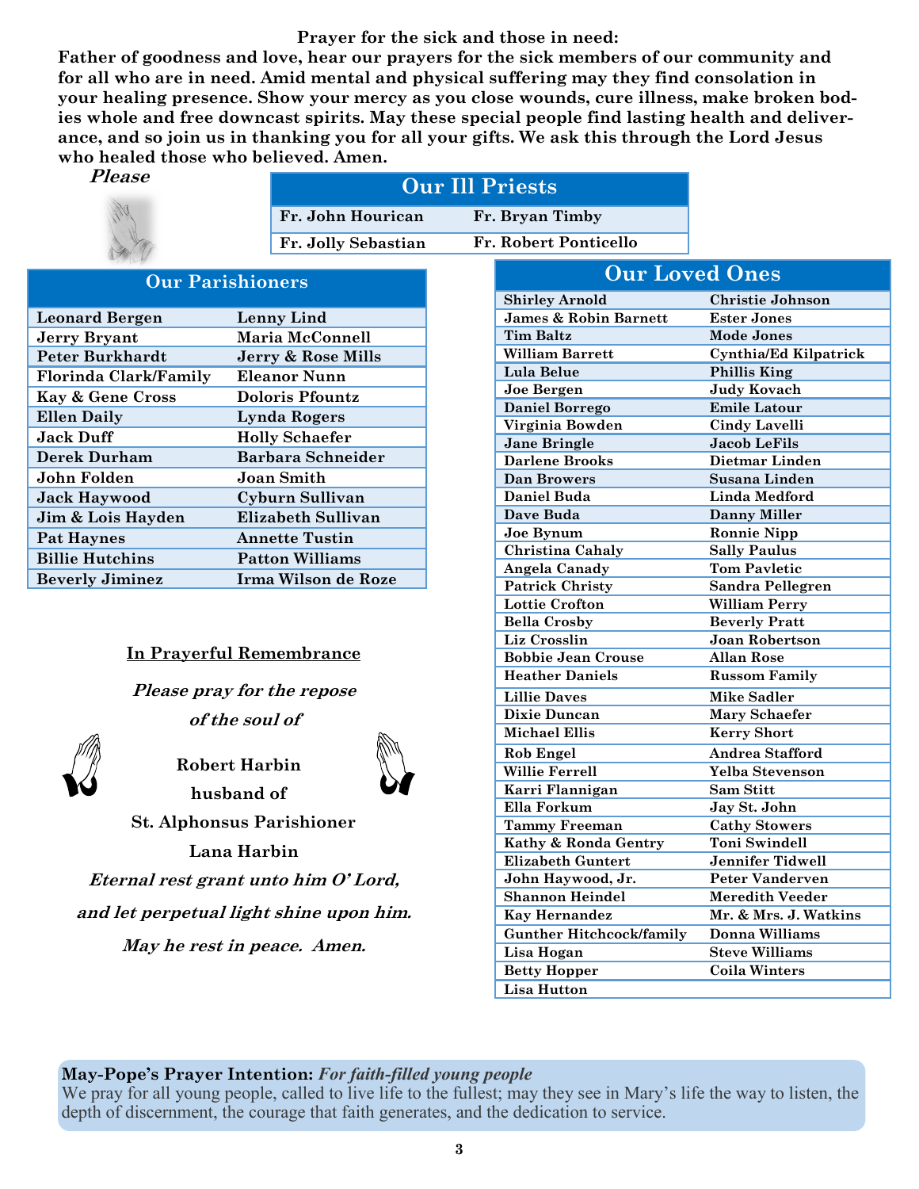**Prayer for the sick and those in need:**

**Father of goodness and love, hear our prayers for the sick members of our community and for all who are in need. Amid mental and physical suffering may they find consolation in your healing presence. Show your mercy as you close wounds, cure illness, make broken bodies whole and free downcast spirits. May these special people find lasting health and deliverance, and so join us in thanking you for all your gifts. We ask this through the Lord Jesus who healed those who believed. Amen.**

***Please***

## Our Ill Priests

| | |
|---|---|
| Fr. John Hourican | Fr. Bryan Timby |
| Fr. Jolly Sebastian | Fr. Robert Ponticello |

## Our Parishioners

| | |
|---|---|
| Leonard Bergen | Lenny Lind |
| Jerry Bryant | Maria McConnell |
| Peter Burkhardt | Jerry & Rose Mills |
| Florinda Clark/Family | Eleanor Nunn |
| Kay & Gene Cross | Doloris Pfountz |
| Ellen Daily | Lynda Rogers |
| Jack Duff | Holly Schaefer |
| Derek Durham | Barbara Schneider |
| John Folden | Joan Smith |
| Jack Haywood | Cyburn Sullivan |
| Jim & Lois Hayden | Elizabeth Sullivan |
| Pat Haynes | Annette Tustin |
| Billie Hutchins | Patton Williams |
| Beverly Jiminez | Irma Wilson de Roze |

## Our Loved Ones

| | |
|---|---|
| Shirley Arnold | Christie Johnson |
| James & Robin Barnett | Ester Jones |
| Tim Baltz | Mode Jones |
| William Barrett | Cynthia/Ed Kilpatrick |
| Lula Belue | Phillis King |
| Joe Bergen | Judy Kovach |
| Daniel Borrego | Emile Latour |
| Virginia Bowden | Cindy Lavelli |
| Jane Bringle | Jacob LeFils |
| Darlene Brooks | Dietmar Linden |
| Dan Browers | Susana Linden |
| Daniel Buda | Linda Medford |
| Dave Buda | Danny Miller |
| Joe Bynum | Ronnie Nipp |
| Christina Cahaly | Sally Paulus |
| Angela Canady | Tom Pavletic |
| Patrick Christy | Sandra Pellegren |
| Lottie Crofton | William Perry |
| Bella Crosby | Beverly Pratt |
| Liz Crosslin | Joan Robertson |
| Bobbie Jean Crouse | Allan Rose |
| Heather Daniels | Russom Family |
| Lillie Daves | Mike Sadler |
| Dixie Duncan | Mary Schaefer |
| Michael Ellis | Kerry Short |
| Rob Engel | Andrea Stafford |
| Willie Ferrell | Yelba Stevenson |
| Karri Flannigan | Sam Stitt |
| Ella Forkum | Jay St. John |
| Tammy Freeman | Cathy Stowers |
| Kathy & Ronda Gentry | Toni Swindell |
| Elizabeth Guntert | Jennifer Tidwell |
| John Haywood, Jr. | Peter Vanderven |
| Shannon Heindel | Meredith Veeder |
| Kay Hernandez | Mr. & Mrs. J. Watkins |
| Gunther Hitchcock/family | Donna Williams |
| Lisa Hogan | Steve Williams |
| Betty Hopper | Coila Winters |
| Lisa Hutton | |

**In Prayerful Remembrance**

***Please pray for the repose of the soul of***

**Robert Harbin**

**husband of**

**St. Alphonsus Parishioner**

**Lana Harbin**

***Eternal rest grant unto him O' Lord, and let perpetual light shine upon him. May he rest in peace. Amen.***

**May-Pope's Prayer Intention:** ***For faith-filled young people***

We pray for all young people, called to live life to the fullest; may they see in Mary's life the way to listen, the depth of discernment, the courage that faith generates, and the dedication to service.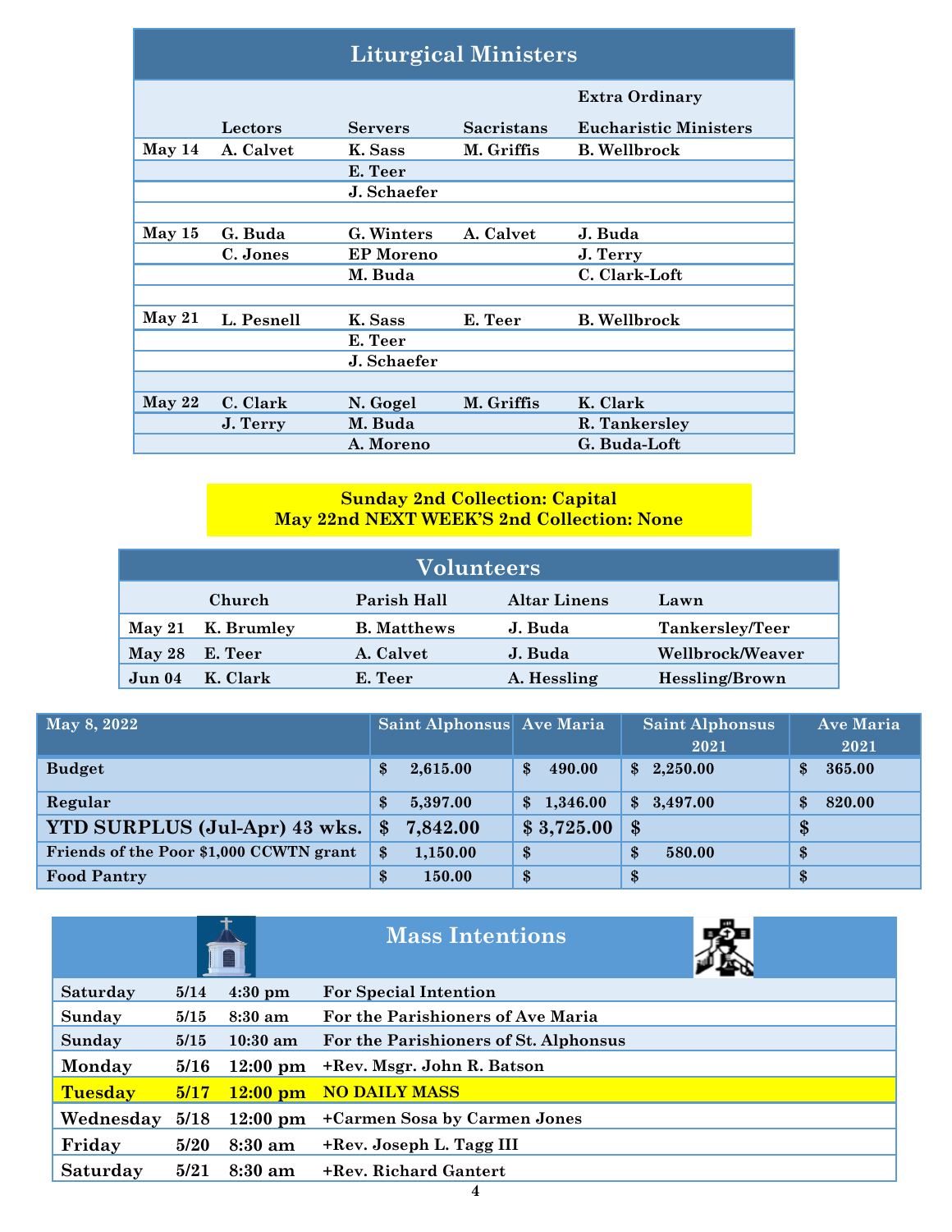## Liturgical Ministers

| | Lectors | Servers | Sacristans | Extra Ordinary Eucharistic Ministers |
|---|---|---|---|---|
| May 14 | A. Calvet | K. Sass | M. Griffis | B. Wellbrock |
| | | E. Teer | | |
| | | J. Schaefer | | |
| | | | | |
| May 15 | G. Buda | G. Winters | A. Calvet | J. Buda |
| | C. Jones | EP Moreno | | J. Terry |
| | | M. Buda | | C. Clark-Loft |
| | | | | |
| May 21 | L. Pesnell | K. Sass | E. Teer | B. Wellbrock |
| | | E. Teer | | |
| | | J. Schaefer | | |
| | | | | |
| May 22 | C. Clark | N. Gogel | M. Griffis | K. Clark |
| | J. Terry | M. Buda | | R. Tankersley |
| | | A. Moreno | | G. Buda-Loft |

**Sunday 2nd Collection: Capital**
**May 22nd NEXT WEEK'S 2nd Collection: None**

## Volunteers

| | Church | Parish Hall | Altar Linens | Lawn |
|---|---|---|---|---|
| May 21 | K. Brumley | B. Matthews | J. Buda | Tankersley/Teer |
| May 28 | E. Teer | A. Calvet | J. Buda | Wellbrock/Weaver |
| Jun 04 | K. Clark | E. Teer | A. Hessling | Hessling/Brown |

| May 8, 2022 | Saint Alphonsus | Ave Maria | Saint Alphonsus 2021 | Ave Maria 2021 |
|---|---|---|---|---|
| Budget | $ 2,615.00 | $ 490.00 | $ 2,250.00 | $ 365.00 |
| Regular | $ 5,397.00 | $ 1,346.00 | $ 3,497.00 | $ 820.00 |
| YTD SURPLUS (Jul-Apr) 43 wks. | $ 7,842.00 | $ 3,725.00 | $ | $ |
| Friends of the Poor $1,000 CCWTN grant | $ 1,150.00 | $ | $ 580.00 | $ |
| Food Pantry | $ 150.00 | $ | $ | $ |

## Mass Intentions

| | | | |
|---|---|---|---|
| Saturday | 5/14 | 4:30 pm | For Special Intention |
| Sunday | 5/15 | 8:30 am | For the Parishioners of Ave Maria |
| Sunday | 5/15 | 10:30 am | For the Parishioners of St. Alphonsus |
| Monday | 5/16 | 12:00 pm | +Rev. Msgr. John R. Batson |
| Tuesday | 5/17 | 12:00 pm | NO DAILY MASS |
| Wednesday | 5/18 | 12:00 pm | +Carmen Sosa by Carmen Jones |
| Friday | 5/20 | 8:30 am | +Rev. Joseph L. Tagg III |
| Saturday | 5/21 | 8:30 am | +Rev. Richard Gantert |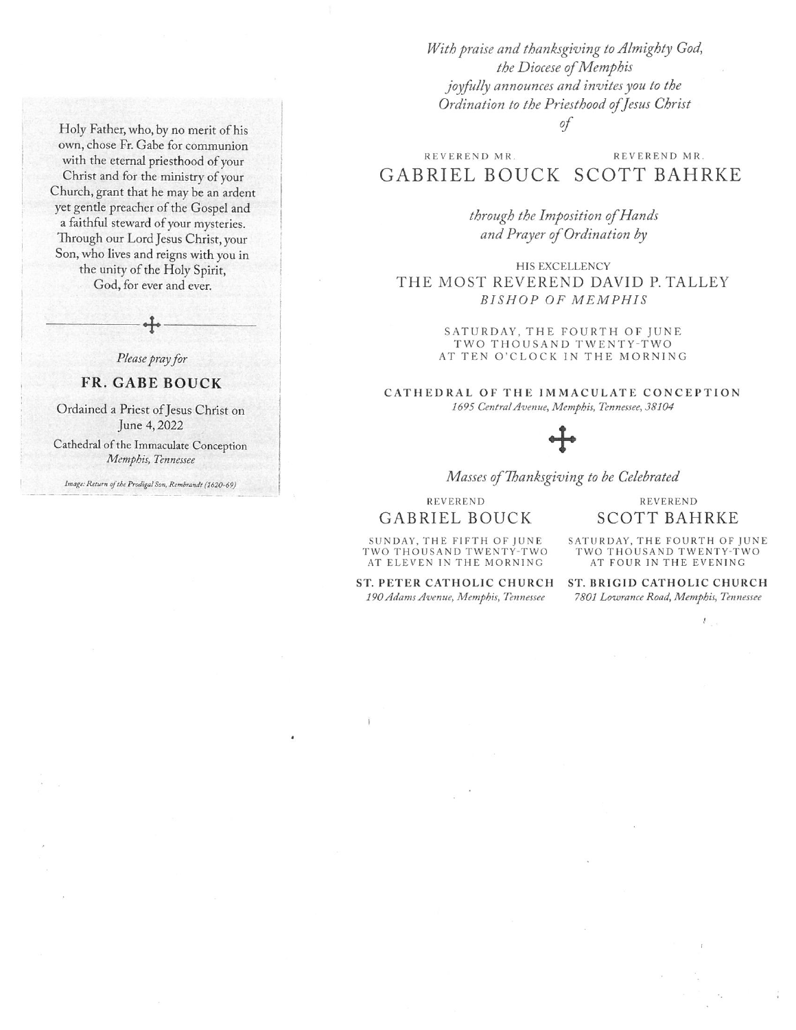Holy Father, who, by no merit of his own, chose Fr. Gabe for communion with the eternal priesthood of your Christ and for the ministry of your Church, grant that he may be an ardent yet gentle preacher of the Gospel and a faithful steward of your mysteries. Through our Lord Jesus Christ, your Son, who lives and reigns with you in the unity of the Holy Spirit, God, for ever and ever.

*Please pray for*

**FR. GABE BOUCK**

Ordained a Priest of Jesus Christ on June 4, 2022

Cathedral of the Immaculate Conception
*Memphis, Tennessee*

*Image: Return of the Prodigal Son, Rembrandt (1620-69)*

---

*With praise and thanksgiving to Almighty God,*
*the Diocese of Memphis*
*joyfully announces and invites you to the*
*Ordination to the Priesthood of Jesus Christ*
*of*

REVEREND MR.
GABRIEL BOUCK

REVEREND MR.
SCOTT BAHRKE

*through the Imposition of Hands*
*and Prayer of Ordination by*

HIS EXCELLENCY
THE MOST REVEREND DAVID P. TALLEY
*BISHOP OF MEMPHIS*

SATURDAY, THE FOURTH OF JUNE
TWO THOUSAND TWENTY-TWO
AT TEN O'CLOCK IN THE MORNING

**CATHEDRAL OF THE IMMACULATE CONCEPTION**
*1695 Central Avenue, Memphis, Tennessee, 38104*

*Masses of Thanksgiving to be Celebrated*

REVEREND
GABRIEL BOUCK

SUNDAY, THE FIFTH OF JUNE
TWO THOUSAND TWENTY-TWO
AT ELEVEN IN THE MORNING

**ST. PETER CATHOLIC CHURCH**
*190 Adams Avenue, Memphis, Tennessee*

REVEREND
SCOTT BAHRKE

SATURDAY, THE FOURTH OF JUNE
TWO THOUSAND TWENTY-TWO
AT FOUR IN THE EVENING

**ST. BRIGID CATHOLIC CHURCH**
*7801 Lowrance Road, Memphis, Tennessee*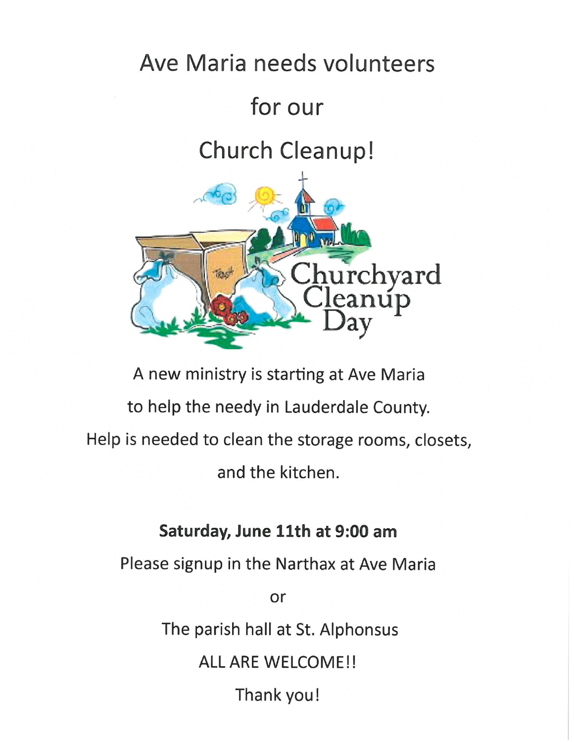# Ave Maria needs volunteers

# for our

# Church Cleanup!

Churchyard Cleanup Day

A new ministry is starting at Ave Maria

to help the needy in Lauderdale County.

Help is needed to clean the storage rooms, closets,

and the kitchen.

**Saturday, June 11th at 9:00 am**

Please signup in the Narthax at Ave Maria

or

The parish hall at St. Alphonsus

ALL ARE WELCOME!!

Thank you!